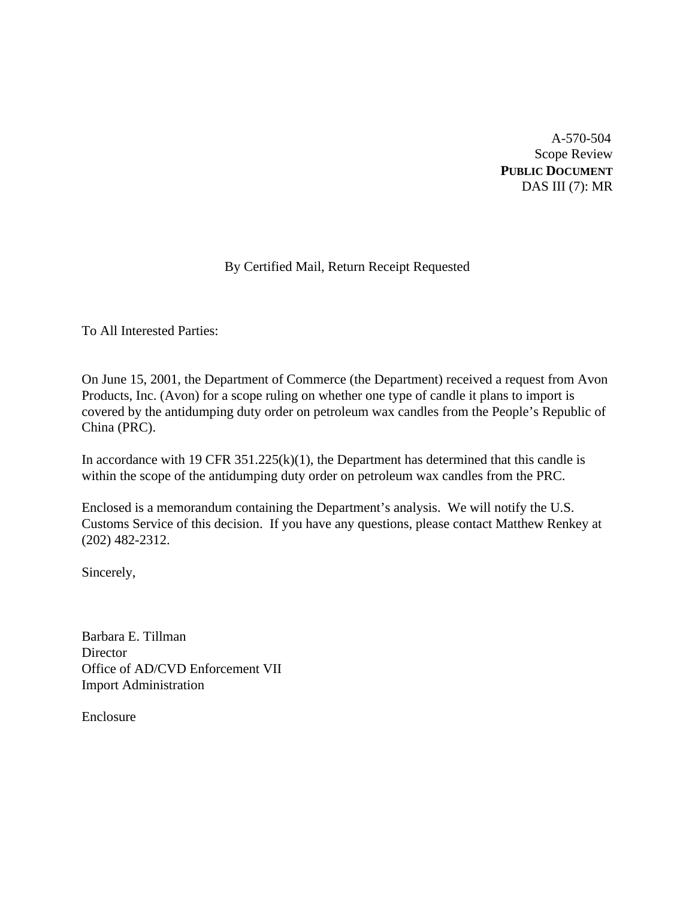A-570-504
Scope Review
**PUBLIC DOCUMENT**
DAS III (7): MR

By Certified Mail, Return Receipt Requested

To All Interested Parties:

On June 15, 2001, the Department of Commerce (the Department) received a request from Avon Products, Inc. (Avon) for a scope ruling on whether one type of candle it plans to import is covered by the antidumping duty order on petroleum wax candles from the People's Republic of China (PRC).

In accordance with 19 CFR 351.225(k)(1), the Department has determined that this candle is within the scope of the antidumping duty order on petroleum wax candles from the PRC.

Enclosed is a memorandum containing the Department's analysis. We will notify the U.S. Customs Service of this decision. If you have any questions, please contact Matthew Renkey at (202) 482-2312.

Sincerely,

Barbara E. Tillman
Director
Office of AD/CVD Enforcement VII
Import Administration

Enclosure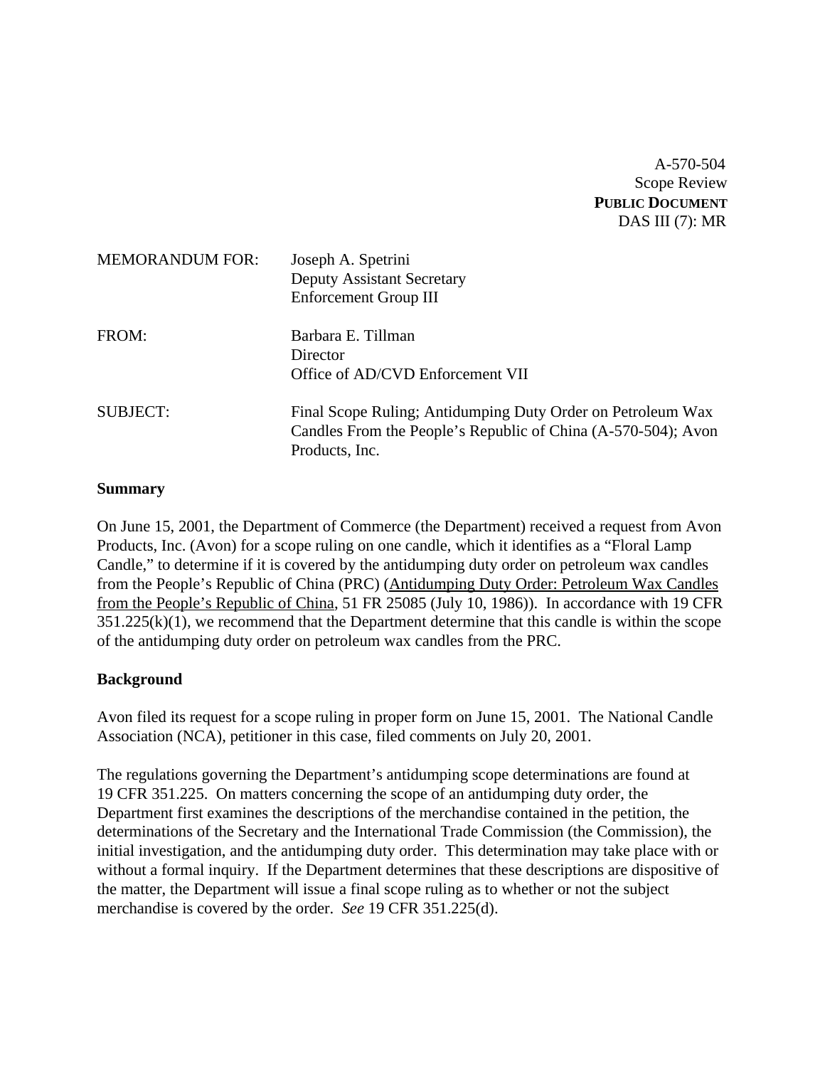A-570-504
Scope Review
**PUBLIC DOCUMENT**
DAS III (7): MR

| | |
|---|---|
| MEMORANDUM FOR: | Joseph A. Spetrini<br>Deputy Assistant Secretary<br>Enforcement Group III |
| FROM: | Barbara E. Tillman<br>Director<br>Office of AD/CVD Enforcement VII |
| SUBJECT: | Final Scope Ruling; Antidumping Duty Order on Petroleum Wax Candles From the People's Republic of China (A-570-504); Avon Products, Inc. |

**Summary**

On June 15, 2001, the Department of Commerce (the Department) received a request from Avon Products, Inc. (Avon) for a scope ruling on one candle, which it identifies as a "Floral Lamp Candle," to determine if it is covered by the antidumping duty order on petroleum wax candles from the People's Republic of China (PRC) (Antidumping Duty Order: Petroleum Wax Candles from the People's Republic of China, 51 FR 25085 (July 10, 1986)). In accordance with 19 CFR 351.225(k)(1), we recommend that the Department determine that this candle is within the scope of the antidumping duty order on petroleum wax candles from the PRC.

**Background**

Avon filed its request for a scope ruling in proper form on June 15, 2001. The National Candle Association (NCA), petitioner in this case, filed comments on July 20, 2001.

The regulations governing the Department's antidumping scope determinations are found at 19 CFR 351.225. On matters concerning the scope of an antidumping duty order, the Department first examines the descriptions of the merchandise contained in the petition, the determinations of the Secretary and the International Trade Commission (the Commission), the initial investigation, and the antidumping duty order. This determination may take place with or without a formal inquiry. If the Department determines that these descriptions are dispositive of the matter, the Department will issue a final scope ruling as to whether or not the subject merchandise is covered by the order. *See* 19 CFR 351.225(d).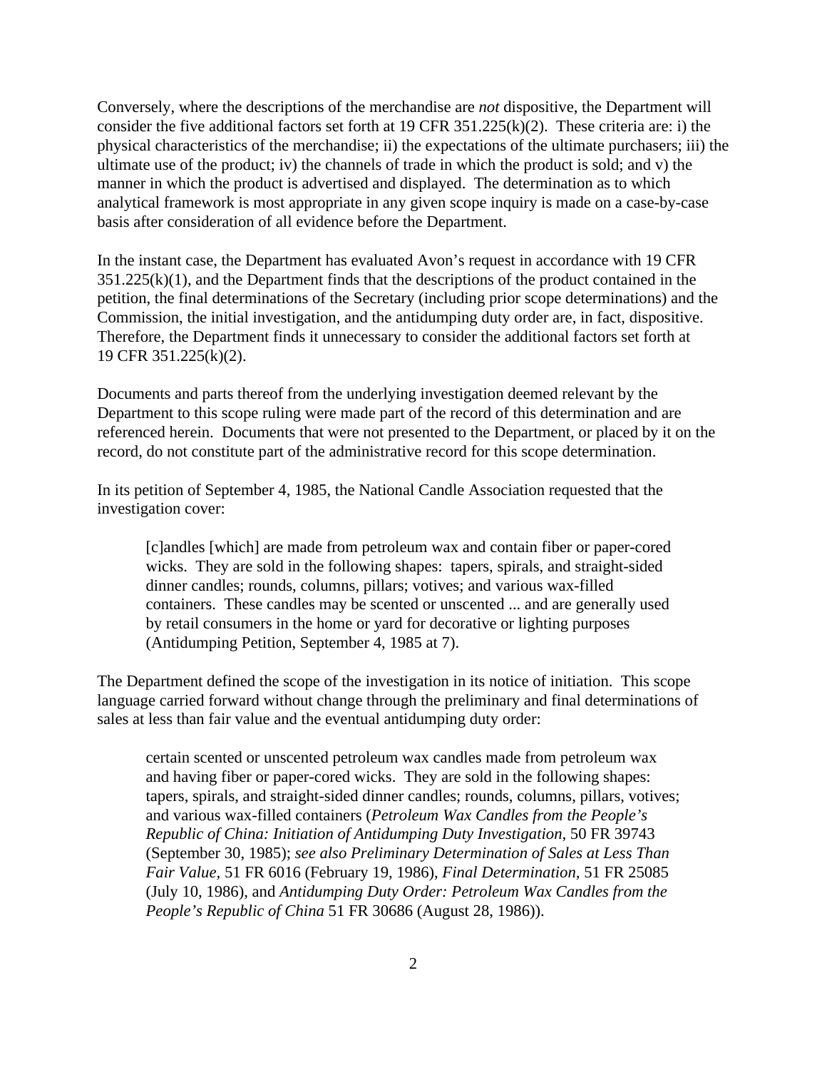Conversely, where the descriptions of the merchandise are *not* dispositive, the Department will consider the five additional factors set forth at 19 CFR 351.225(k)(2). These criteria are: i) the physical characteristics of the merchandise; ii) the expectations of the ultimate purchasers; iii) the ultimate use of the product; iv) the channels of trade in which the product is sold; and v) the manner in which the product is advertised and displayed. The determination as to which analytical framework is most appropriate in any given scope inquiry is made on a case-by-case basis after consideration of all evidence before the Department.

In the instant case, the Department has evaluated Avon's request in accordance with 19 CFR 351.225(k)(1), and the Department finds that the descriptions of the product contained in the petition, the final determinations of the Secretary (including prior scope determinations) and the Commission, the initial investigation, and the antidumping duty order are, in fact, dispositive. Therefore, the Department finds it unnecessary to consider the additional factors set forth at 19 CFR 351.225(k)(2).

Documents and parts thereof from the underlying investigation deemed relevant by the Department to this scope ruling were made part of the record of this determination and are referenced herein. Documents that were not presented to the Department, or placed by it on the record, do not constitute part of the administrative record for this scope determination.

In its petition of September 4, 1985, the National Candle Association requested that the investigation cover:

> [c]andles [which] are made from petroleum wax and contain fiber or paper-cored wicks. They are sold in the following shapes: tapers, spirals, and straight-sided dinner candles; rounds, columns, pillars; votives; and various wax-filled containers. These candles may be scented or unscented ... and are generally used by retail consumers in the home or yard for decorative or lighting purposes (Antidumping Petition, September 4, 1985 at 7).

The Department defined the scope of the investigation in its notice of initiation. This scope language carried forward without change through the preliminary and final determinations of sales at less than fair value and the eventual antidumping duty order:

> certain scented or unscented petroleum wax candles made from petroleum wax and having fiber or paper-cored wicks. They are sold in the following shapes: tapers, spirals, and straight-sided dinner candles; rounds, columns, pillars, votives; and various wax-filled containers (*Petroleum Wax Candles from the People's Republic of China: Initiation of Antidumping Duty Investigation*, 50 FR 39743 (September 30, 1985); *see also Preliminary Determination of Sales at Less Than Fair Value*, 51 FR 6016 (February 19, 1986), *Final Determination*, 51 FR 25085 (July 10, 1986), and *Antidumping Duty Order: Petroleum Wax Candles from the People's Republic of China* 51 FR 30686 (August 28, 1986)).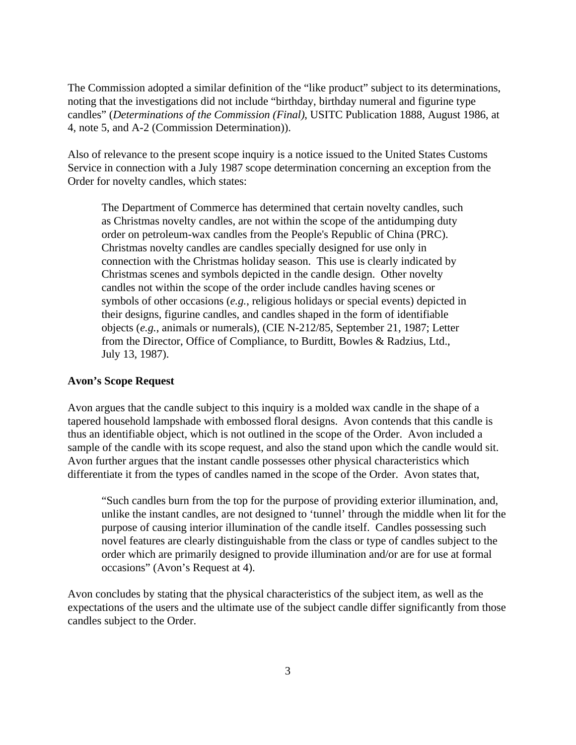The Commission adopted a similar definition of the "like product" subject to its determinations, noting that the investigations did not include "birthday, birthday numeral and figurine type candles" (*Determinations of the Commission (Final)*, USITC Publication 1888, August 1986, at 4, note 5, and A-2 (Commission Determination)).

Also of relevance to the present scope inquiry is a notice issued to the United States Customs Service in connection with a July 1987 scope determination concerning an exception from the Order for novelty candles, which states:

> The Department of Commerce has determined that certain novelty candles, such as Christmas novelty candles, are not within the scope of the antidumping duty order on petroleum-wax candles from the People's Republic of China (PRC). Christmas novelty candles are candles specially designed for use only in connection with the Christmas holiday season. This use is clearly indicated by Christmas scenes and symbols depicted in the candle design. Other novelty candles not within the scope of the order include candles having scenes or symbols of other occasions (*e.g.*, religious holidays or special events) depicted in their designs, figurine candles, and candles shaped in the form of identifiable objects (*e.g.*, animals or numerals), (CIE N-212/85, September 21, 1987; Letter from the Director, Office of Compliance, to Burditt, Bowles & Radzius, Ltd., July 13, 1987).

**Avon's Scope Request**

Avon argues that the candle subject to this inquiry is a molded wax candle in the shape of a tapered household lampshade with embossed floral designs. Avon contends that this candle is thus an identifiable object, which is not outlined in the scope of the Order. Avon included a sample of the candle with its scope request, and also the stand upon which the candle would sit. Avon further argues that the instant candle possesses other physical characteristics which differentiate it from the types of candles named in the scope of the Order. Avon states that,

> "Such candles burn from the top for the purpose of providing exterior illumination, and, unlike the instant candles, are not designed to 'tunnel' through the middle when lit for the purpose of causing interior illumination of the candle itself. Candles possessing such novel features are clearly distinguishable from the class or type of candles subject to the order which are primarily designed to provide illumination and/or are for use at formal occasions" (Avon's Request at 4).

Avon concludes by stating that the physical characteristics of the subject item, as well as the expectations of the users and the ultimate use of the subject candle differ significantly from those candles subject to the Order.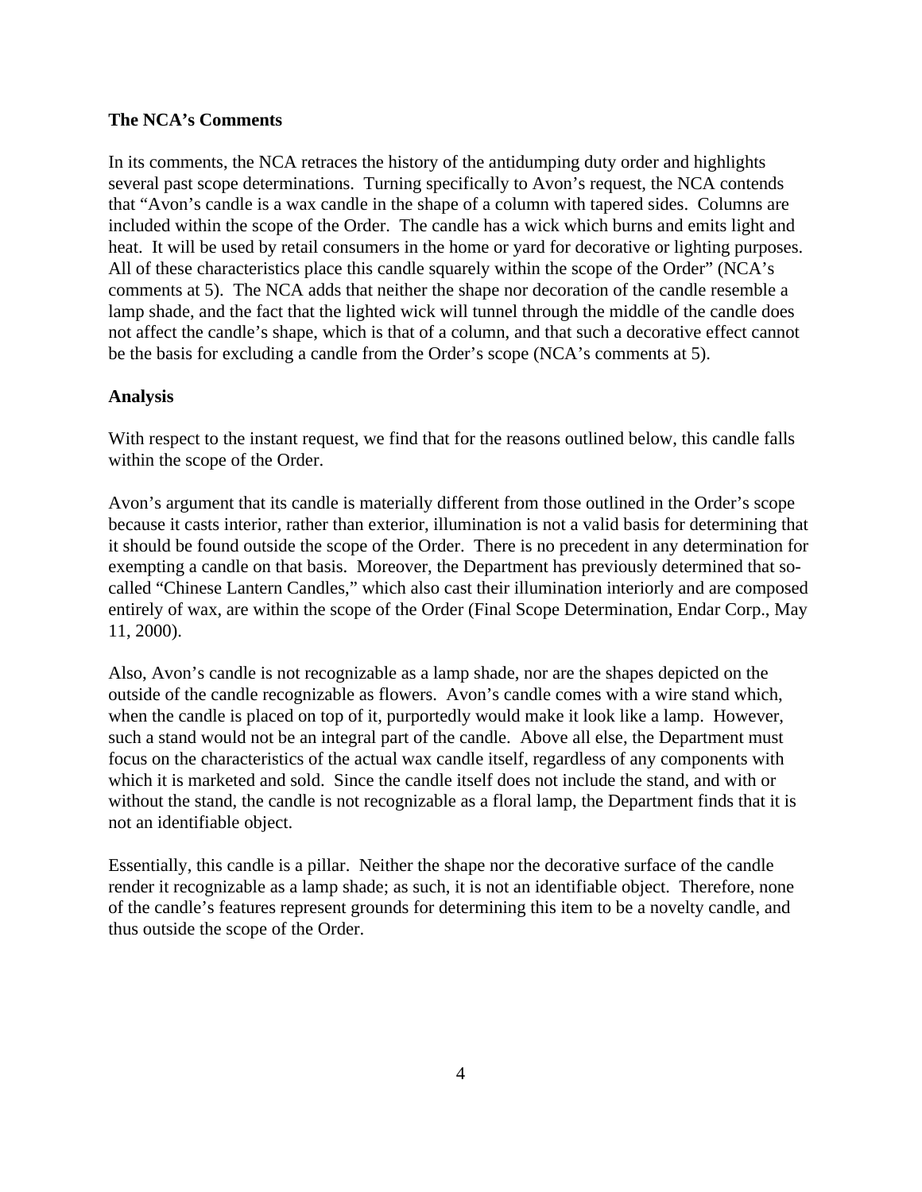**The NCA's Comments**

In its comments, the NCA retraces the history of the antidumping duty order and highlights several past scope determinations. Turning specifically to Avon's request, the NCA contends that "Avon's candle is a wax candle in the shape of a column with tapered sides. Columns are included within the scope of the Order. The candle has a wick which burns and emits light and heat. It will be used by retail consumers in the home or yard for decorative or lighting purposes. All of these characteristics place this candle squarely within the scope of the Order" (NCA's comments at 5). The NCA adds that neither the shape nor decoration of the candle resemble a lamp shade, and the fact that the lighted wick will tunnel through the middle of the candle does not affect the candle's shape, which is that of a column, and that such a decorative effect cannot be the basis for excluding a candle from the Order's scope (NCA's comments at 5).

**Analysis**

With respect to the instant request, we find that for the reasons outlined below, this candle falls within the scope of the Order.

Avon's argument that its candle is materially different from those outlined in the Order's scope because it casts interior, rather than exterior, illumination is not a valid basis for determining that it should be found outside the scope of the Order. There is no precedent in any determination for exempting a candle on that basis. Moreover, the Department has previously determined that so-called "Chinese Lantern Candles," which also cast their illumination interiorly and are composed entirely of wax, are within the scope of the Order (Final Scope Determination, Endar Corp., May 11, 2000).

Also, Avon's candle is not recognizable as a lamp shade, nor are the shapes depicted on the outside of the candle recognizable as flowers. Avon's candle comes with a wire stand which, when the candle is placed on top of it, purportedly would make it look like a lamp. However, such a stand would not be an integral part of the candle. Above all else, the Department must focus on the characteristics of the actual wax candle itself, regardless of any components with which it is marketed and sold. Since the candle itself does not include the stand, and with or without the stand, the candle is not recognizable as a floral lamp, the Department finds that it is not an identifiable object.

Essentially, this candle is a pillar. Neither the shape nor the decorative surface of the candle render it recognizable as a lamp shade; as such, it is not an identifiable object. Therefore, none of the candle's features represent grounds for determining this item to be a novelty candle, and thus outside the scope of the Order.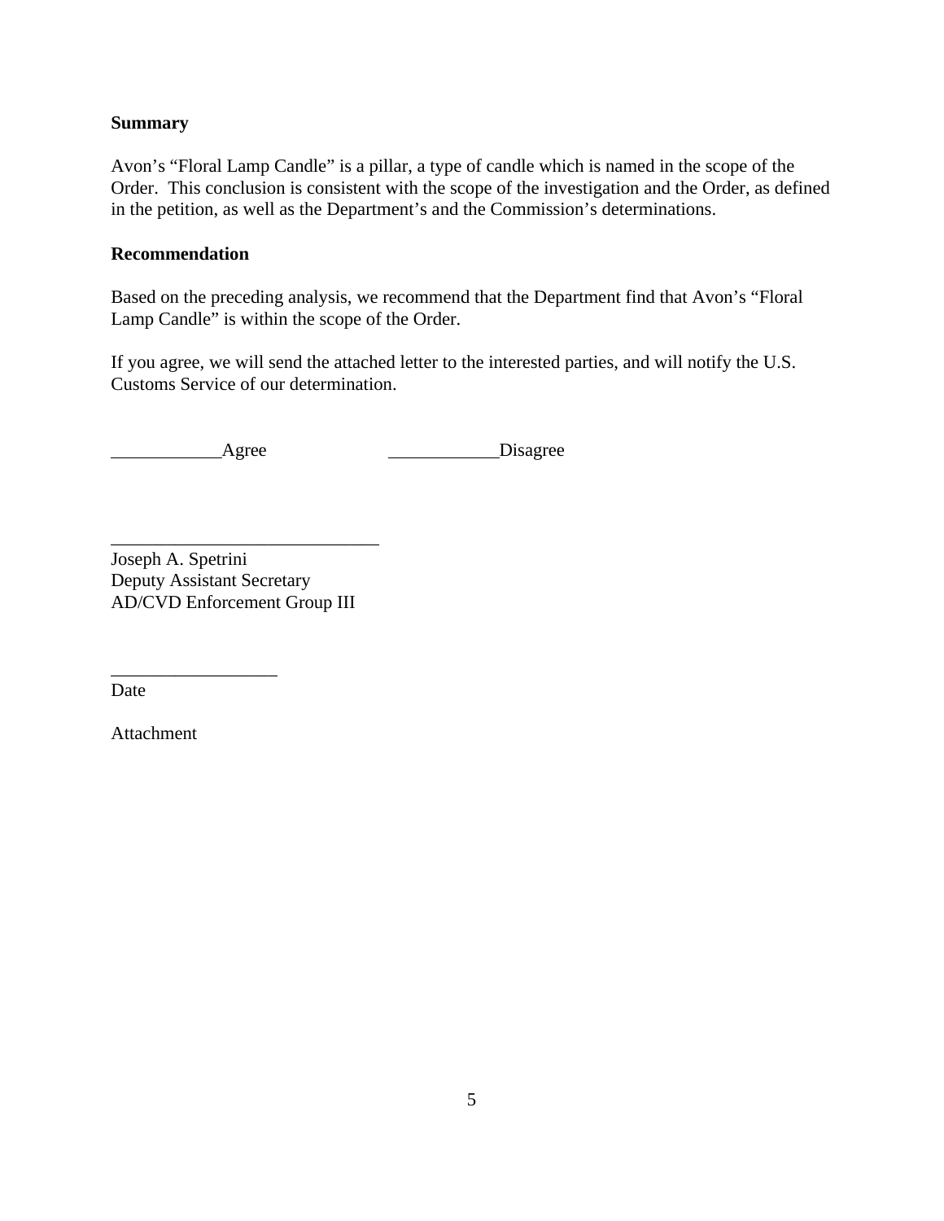**Summary**

Avon's "Floral Lamp Candle" is a pillar, a type of candle which is named in the scope of the Order. This conclusion is consistent with the scope of the investigation and the Order, as defined in the petition, as well as the Department's and the Commission's determinations.

**Recommendation**

Based on the preceding analysis, we recommend that the Department find that Avon's "Floral Lamp Candle" is within the scope of the Order.

If you agree, we will send the attached letter to the interested parties, and will notify the U.S. Customs Service of our determination.

\_\_\_\_\_\_\_\_\_\_\_\_Agree                    \_\_\_\_\_\_\_\_\_\_\_\_Disagree

\_\_\_\_\_\_\_\_\_\_\_\_\_\_\_\_\_\_\_\_\_\_\_\_\_\_\_\_\_\_

Joseph A. Spetrini
Deputy Assistant Secretary
AD/CVD Enforcement Group III

\_\_\_\_\_\_\_\_\_\_\_\_\_\_\_\_\_\_

Date

Attachment